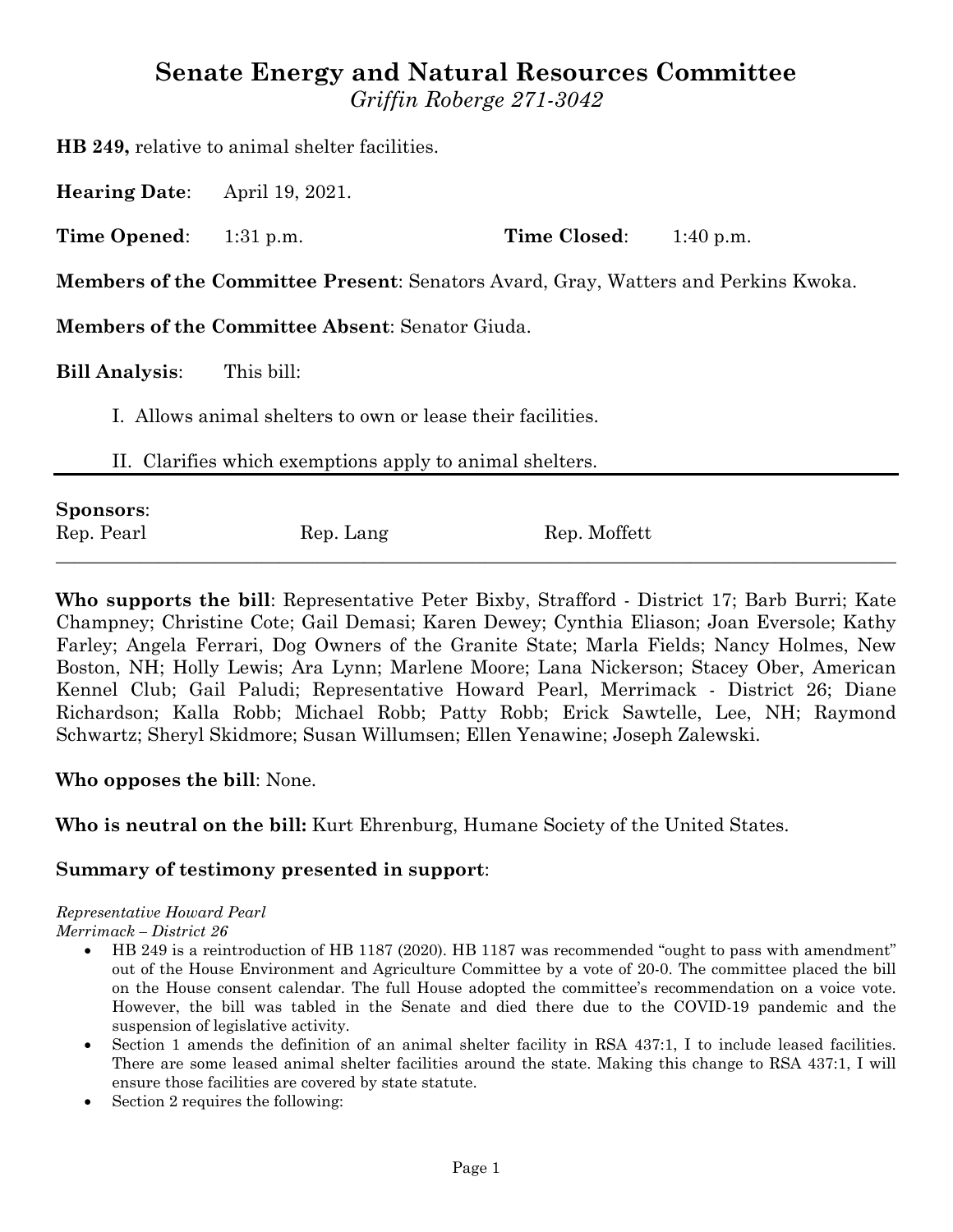# Senate Energy and Natural Resources Committee

*Griffin Roberge 271-3042*

**HB 249,** relative to animal shelter facilities.

**Hearing Date**: April 19, 2021.

**Time Opened**: 1:31 p.m. **Time Closed**: 1:40 p.m.

**Members of the Committee Present**: Senators Avard, Gray, Watters and Perkins Kwoka.

**Members of the Committee Absent**: Senator Giuda.

**Bill Analysis**: This bill:

I. Allows animal shelters to own or lease their facilities.

II. Clarifies which exemptions apply to animal shelters.

---

**Sponsors**:

Rep. Pearl Rep. Lang Rep. Moffett

---

**Who supports the bill**: Representative Peter Bixby, Strafford - District 17; Barb Burri; Kate Champney; Christine Cote; Gail Demasi; Karen Dewey; Cynthia Eliason; Joan Eversole; Kathy Farley; Angela Ferrari, Dog Owners of the Granite State; Marla Fields; Nancy Holmes, New Boston, NH; Holly Lewis; Ara Lynn; Marlene Moore; Lana Nickerson; Stacey Ober, American Kennel Club; Gail Paludi; Representative Howard Pearl, Merrimack - District 26; Diane Richardson; Kalla Robb; Michael Robb; Patty Robb; Erick Sawtelle, Lee, NH; Raymond Schwartz; Sheryl Skidmore; Susan Willumsen; Ellen Yenawine; Joseph Zalewski.

**Who opposes the bill**: None.

**Who is neutral on the bill:** Kurt Ehrenburg, Humane Society of the United States.

**Summary of testimony presented in support**:

*Representative Howard Pearl*
*Merrimack – District 26*

- HB 249 is a reintroduction of HB 1187 (2020). HB 1187 was recommended "ought to pass with amendment" out of the House Environment and Agriculture Committee by a vote of 20-0. The committee placed the bill on the House consent calendar. The full House adopted the committee's recommendation on a voice vote. However, the bill was tabled in the Senate and died there due to the COVID-19 pandemic and the suspension of legislative activity.
- Section 1 amends the definition of an animal shelter facility in RSA 437:1, I to include leased facilities. There are some leased animal shelter facilities around the state. Making this change to RSA 437:1, I will ensure those facilities are covered by state statute.
- Section 2 requires the following: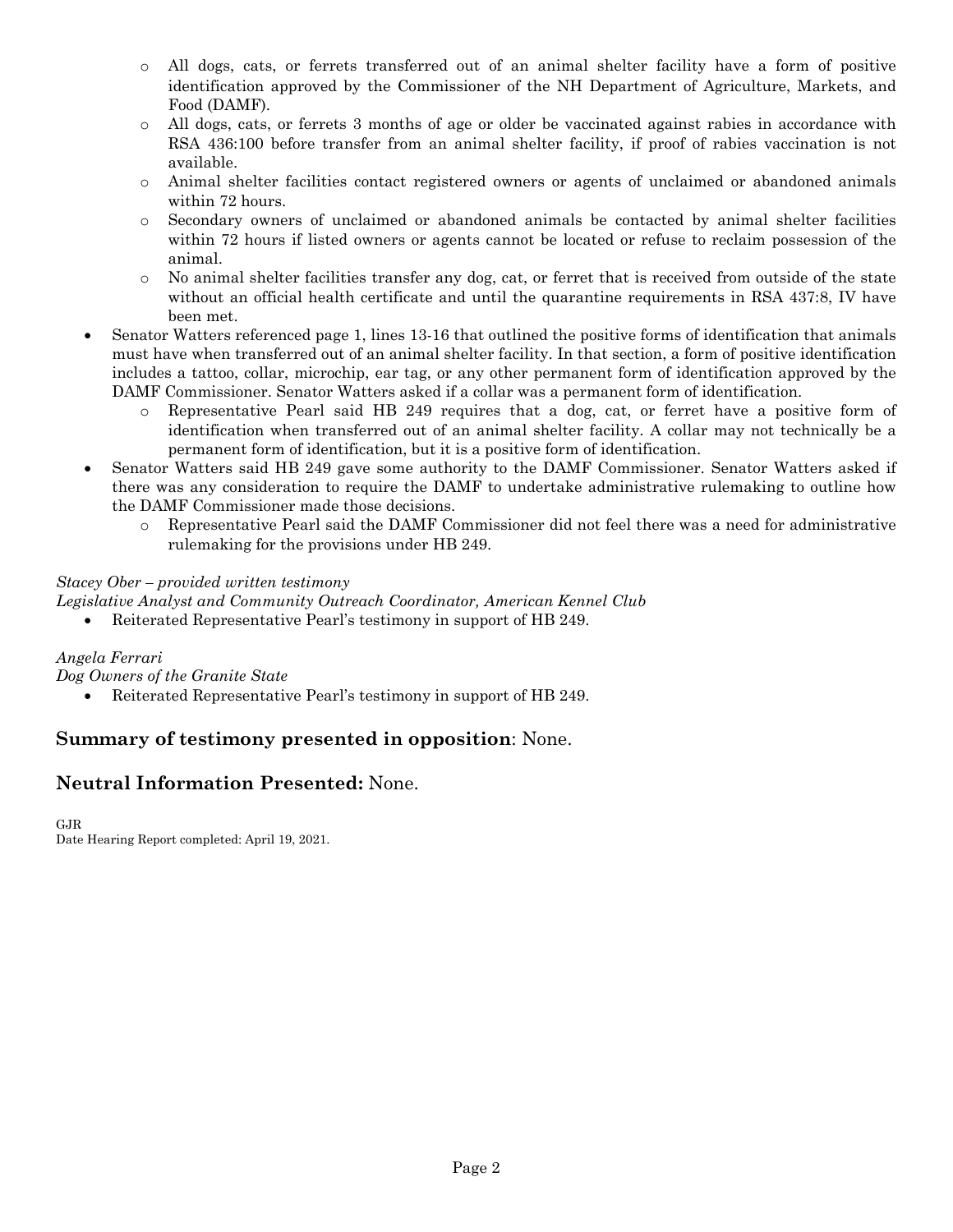- All dogs, cats, or ferrets transferred out of an animal shelter facility have a form of positive identification approved by the Commissioner of the NH Department of Agriculture, Markets, and Food (DAMF).
  - All dogs, cats, or ferrets 3 months of age or older be vaccinated against rabies in accordance with RSA 436:100 before transfer from an animal shelter facility, if proof of rabies vaccination is not available.
  - Animal shelter facilities contact registered owners or agents of unclaimed or abandoned animals within 72 hours.
  - Secondary owners of unclaimed or abandoned animals be contacted by animal shelter facilities within 72 hours if listed owners or agents cannot be located or refuse to reclaim possession of the animal.
  - No animal shelter facilities transfer any dog, cat, or ferret that is received from outside of the state without an official health certificate and until the quarantine requirements in RSA 437:8, IV have been met.
- Senator Watters referenced page 1, lines 13-16 that outlined the positive forms of identification that animals must have when transferred out of an animal shelter facility. In that section, a form of positive identification includes a tattoo, collar, microchip, ear tag, or any other permanent form of identification approved by the DAMF Commissioner. Senator Watters asked if a collar was a permanent form of identification.
  - Representative Pearl said HB 249 requires that a dog, cat, or ferret have a positive form of identification when transferred out of an animal shelter facility. A collar may not technically be a permanent form of identification, but it is a positive form of identification.
- Senator Watters said HB 249 gave some authority to the DAMF Commissioner. Senator Watters asked if there was any consideration to require the DAMF to undertake administrative rulemaking to outline how the DAMF Commissioner made those decisions.
  - Representative Pearl said the DAMF Commissioner did not feel there was a need for administrative rulemaking for the provisions under HB 249.

*Stacey Ober – provided written testimony*
*Legislative Analyst and Community Outreach Coordinator, American Kennel Club*

- Reiterated Representative Pearl's testimony in support of HB 249.

*Angela Ferrari*
*Dog Owners of the Granite State*

- Reiterated Representative Pearl's testimony in support of HB 249.

## **Summary of testimony presented in opposition**: None.

## **Neutral Information Presented:** None.

GJR
Date Hearing Report completed: April 19, 2021.